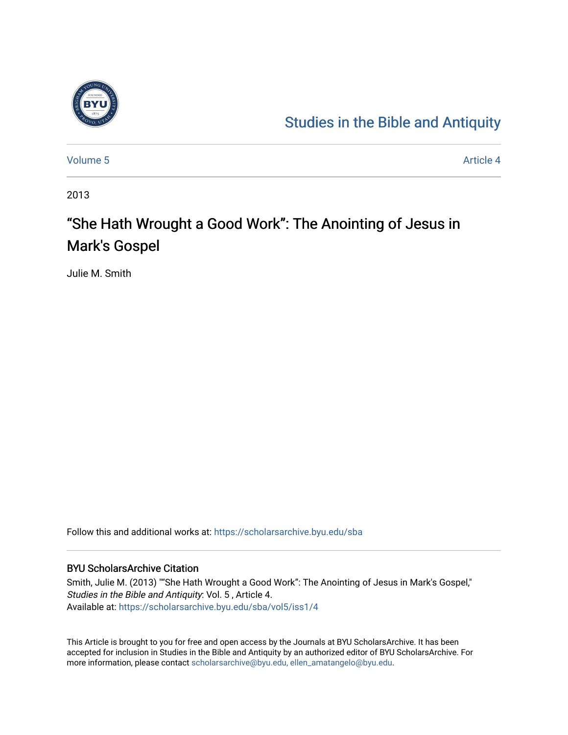# Studies in the Bible and Antiquity

Volume 5 Article 4

2013

## "She Hath Wrought a Good Work": The Anointing of Jesus in Mark's Gospel

Julie M. Smith

Follow this and additional works at: https://scholarsarchive.byu.edu/sba

### BYU ScholarsArchive Citation

Smith, Julie M. (2013) ""She Hath Wrought a Good Work": The Anointing of Jesus in Mark's Gospel," *Studies in the Bible and Antiquity*: Vol. 5 , Article 4.
Available at: https://scholarsarchive.byu.edu/sba/vol5/iss1/4

This Article is brought to you for free and open access by the Journals at BYU ScholarsArchive. It has been accepted for inclusion in Studies in the Bible and Antiquity by an authorized editor of BYU ScholarsArchive. For more information, please contact scholarsarchive@byu.edu, ellen_amatangelo@byu.edu.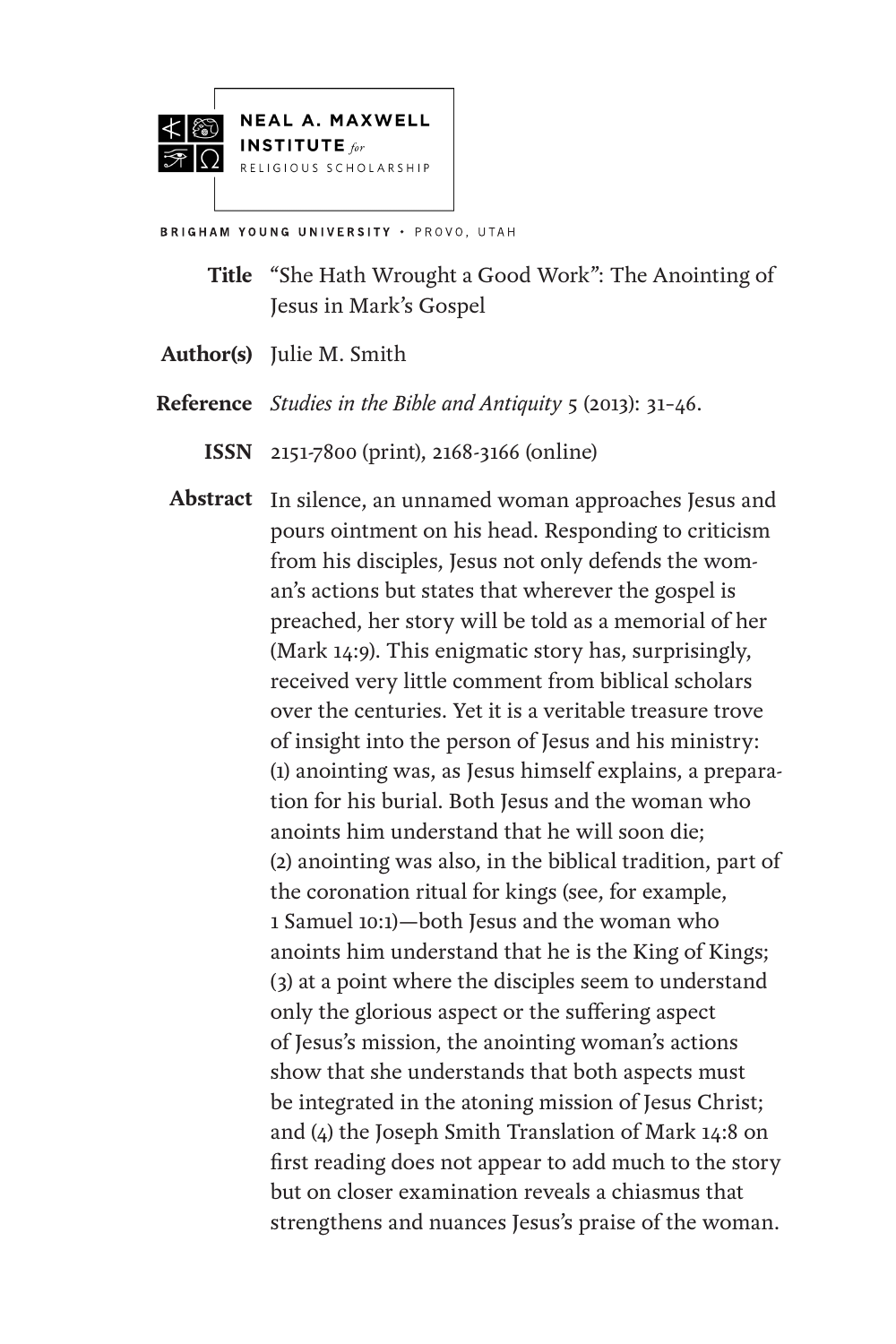**NEAL A. MAXWELL INSTITUTE** *for* RELIGIOUS SCHOLARSHIP

BRIGHAM YOUNG UNIVERSITY • PROVO, UTAH

**Title** "She Hath Wrought a Good Work": The Anointing of Jesus in Mark's Gospel

**Author(s)** Julie M. Smith

**Reference** *Studies in the Bible and Antiquity* 5 (2013): 31–46.

**ISSN** 2151-7800 (print), 2168-3166 (online)

**Abstract** In silence, an unnamed woman approaches Jesus and pours ointment on his head. Responding to criticism from his disciples, Jesus not only defends the woman's actions but states that wherever the gospel is preached, her story will be told as a memorial of her (Mark 14:9). This enigmatic story has, surprisingly, received very little comment from biblical scholars over the centuries. Yet it is a veritable treasure trove of insight into the person of Jesus and his ministry: (1) anointing was, as Jesus himself explains, a preparation for his burial. Both Jesus and the woman who anoints him understand that he will soon die; (2) anointing was also, in the biblical tradition, part of the coronation ritual for kings (see, for example, 1 Samuel 10:1)—both Jesus and the woman who anoints him understand that he is the King of Kings; (3) at a point where the disciples seem to understand only the glorious aspect or the suffering aspect of Jesus's mission, the anointing woman's actions show that she understands that both aspects must be integrated in the atoning mission of Jesus Christ; and (4) the Joseph Smith Translation of Mark 14:8 on first reading does not appear to add much to the story but on closer examination reveals a chiasmus that strengthens and nuances Jesus's praise of the woman.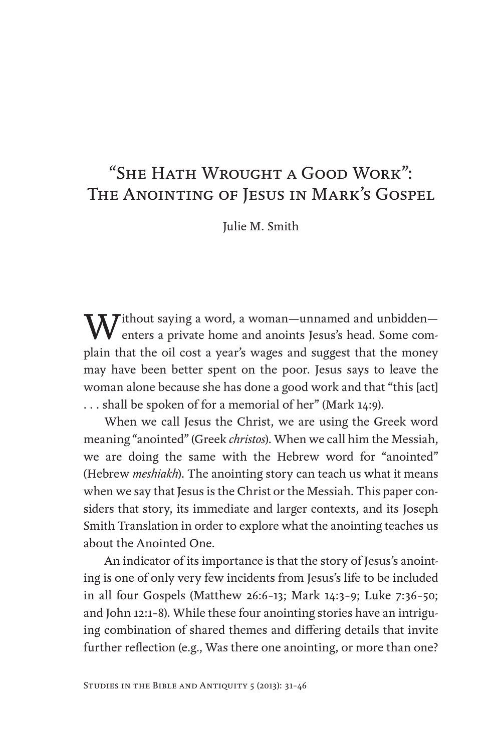# "She Hath Wrought a Good Work": The Anointing of Jesus in Mark's Gospel

Julie M. Smith

Without saying a word, a woman—unnamed and unbidden—enters a private home and anoints Jesus's head. Some complain that the oil cost a year's wages and suggest that the money may have been better spent on the poor. Jesus says to leave the woman alone because she has done a good work and that "this [act] . . . shall be spoken of for a memorial of her" (Mark 14:9).

When we call Jesus the Christ, we are using the Greek word meaning "anointed" (Greek *christos*). When we call him the Messiah, we are doing the same with the Hebrew word for "anointed" (Hebrew *meshiakh*). The anointing story can teach us what it means when we say that Jesus is the Christ or the Messiah. This paper considers that story, its immediate and larger contexts, and its Joseph Smith Translation in order to explore what the anointing teaches us about the Anointed One.

An indicator of its importance is that the story of Jesus's anointing is one of only very few incidents from Jesus's life to be included in all four Gospels (Matthew 26:6–13; Mark 14:3–9; Luke 7:36–50; and John 12:1–8). While these four anointing stories have an intriguing combination of shared themes and differing details that invite further reflection (e.g., Was there one anointing, or more than one?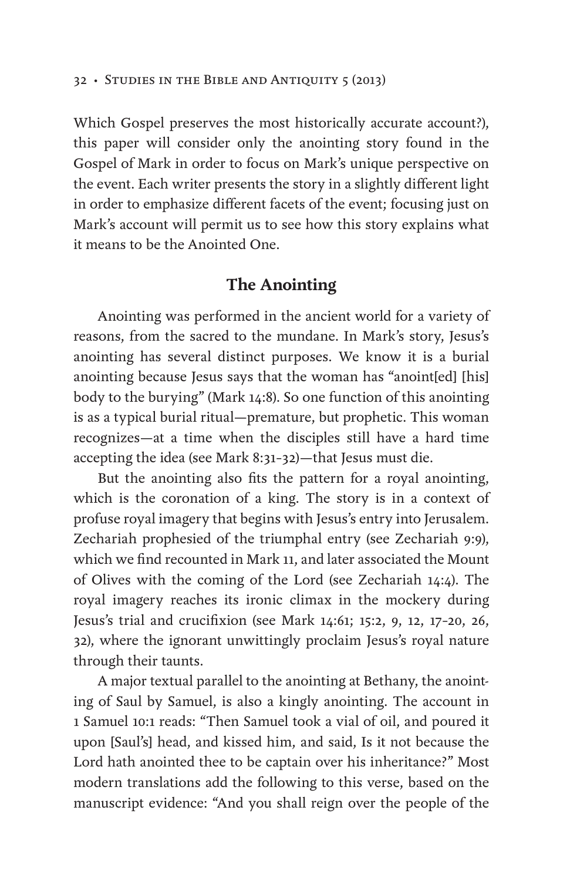Which Gospel preserves the most historically accurate account?), this paper will consider only the anointing story found in the Gospel of Mark in order to focus on Mark's unique perspective on the event. Each writer presents the story in a slightly different light in order to emphasize different facets of the event; focusing just on Mark's account will permit us to see how this story explains what it means to be the Anointed One.

## The Anointing

Anointing was performed in the ancient world for a variety of reasons, from the sacred to the mundane. In Mark's story, Jesus's anointing has several distinct purposes. We know it is a burial anointing because Jesus says that the woman has "anoint[ed] [his] body to the burying" (Mark 14:8). So one function of this anointing is as a typical burial ritual—premature, but prophetic. This woman recognizes—at a time when the disciples still have a hard time accepting the idea (see Mark 8:31–32)—that Jesus must die.

But the anointing also fits the pattern for a royal anointing, which is the coronation of a king. The story is in a context of profuse royal imagery that begins with Jesus's entry into Jerusalem. Zechariah prophesied of the triumphal entry (see Zechariah 9:9), which we find recounted in Mark 11, and later associated the Mount of Olives with the coming of the Lord (see Zechariah 14:4). The royal imagery reaches its ironic climax in the mockery during Jesus's trial and crucifixion (see Mark 14:61; 15:2, 9, 12, 17–20, 26, 32), where the ignorant unwittingly proclaim Jesus's royal nature through their taunts.

A major textual parallel to the anointing at Bethany, the anointing of Saul by Samuel, is also a kingly anointing. The account in 1 Samuel 10:1 reads: "Then Samuel took a vial of oil, and poured it upon [Saul's] head, and kissed him, and said, Is it not because the Lord hath anointed thee to be captain over his inheritance?" Most modern translations add the following to this verse, based on the manuscript evidence: "And you shall reign over the people of the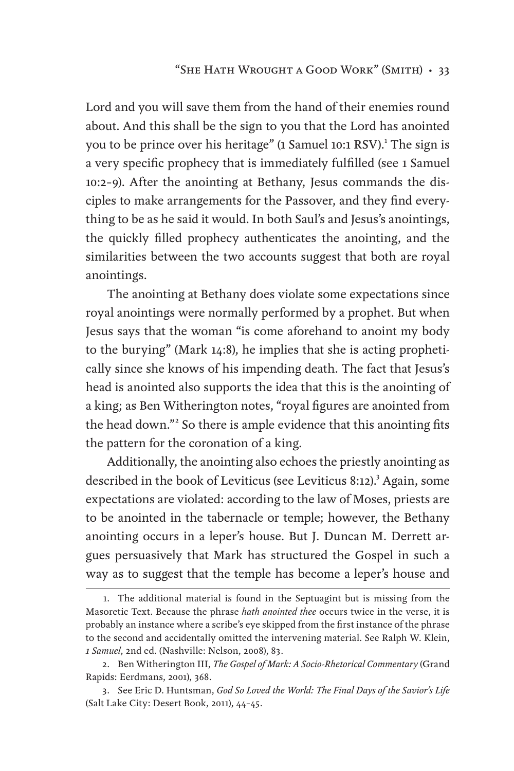Lord and you will save them from the hand of their enemies round about. And this shall be the sign to you that the Lord has anointed you to be prince over his heritage" (1 Samuel 10:1 RSV).[1] The sign is a very specific prophecy that is immediately fulfilled (see 1 Samuel 10:2–9). After the anointing at Bethany, Jesus commands the disciples to make arrangements for the Passover, and they find everything to be as he said it would. In both Saul's and Jesus's anointings, the quickly filled prophecy authenticates the anointing, and the similarities between the two accounts suggest that both are royal anointings.

The anointing at Bethany does violate some expectations since royal anointings were normally performed by a prophet. But when Jesus says that the woman "is come aforehand to anoint my body to the burying" (Mark 14:8), he implies that she is acting prophetically since she knows of his impending death. The fact that Jesus's head is anointed also supports the idea that this is the anointing of a king; as Ben Witherington notes, "royal figures are anointed from the head down."[2] So there is ample evidence that this anointing fits the pattern for the coronation of a king.

Additionally, the anointing also echoes the priestly anointing as described in the book of Leviticus (see Leviticus 8:12).[3] Again, some expectations are violated: according to the law of Moses, priests are to be anointed in the tabernacle or temple; however, the Bethany anointing occurs in a leper's house. But J. Duncan M. Derrett argues persuasively that Mark has structured the Gospel in such a way as to suggest that the temple has become a leper's house and

---

1. The additional material is found in the Septuagint but is missing from the Masoretic Text. Because the phrase *hath anointed thee* occurs twice in the verse, it is probably an instance where a scribe's eye skipped from the first instance of the phrase to the second and accidentally omitted the intervening material. See Ralph W. Klein, *1 Samuel*, 2nd ed. (Nashville: Nelson, 2008), 83.

2. Ben Witherington III, *The Gospel of Mark: A Socio-Rhetorical Commentary* (Grand Rapids: Eerdmans, 2001), 368.

3. See Eric D. Huntsman, *God So Loved the World: The Final Days of the Savior's Life* (Salt Lake City: Desert Book, 2011), 44–45.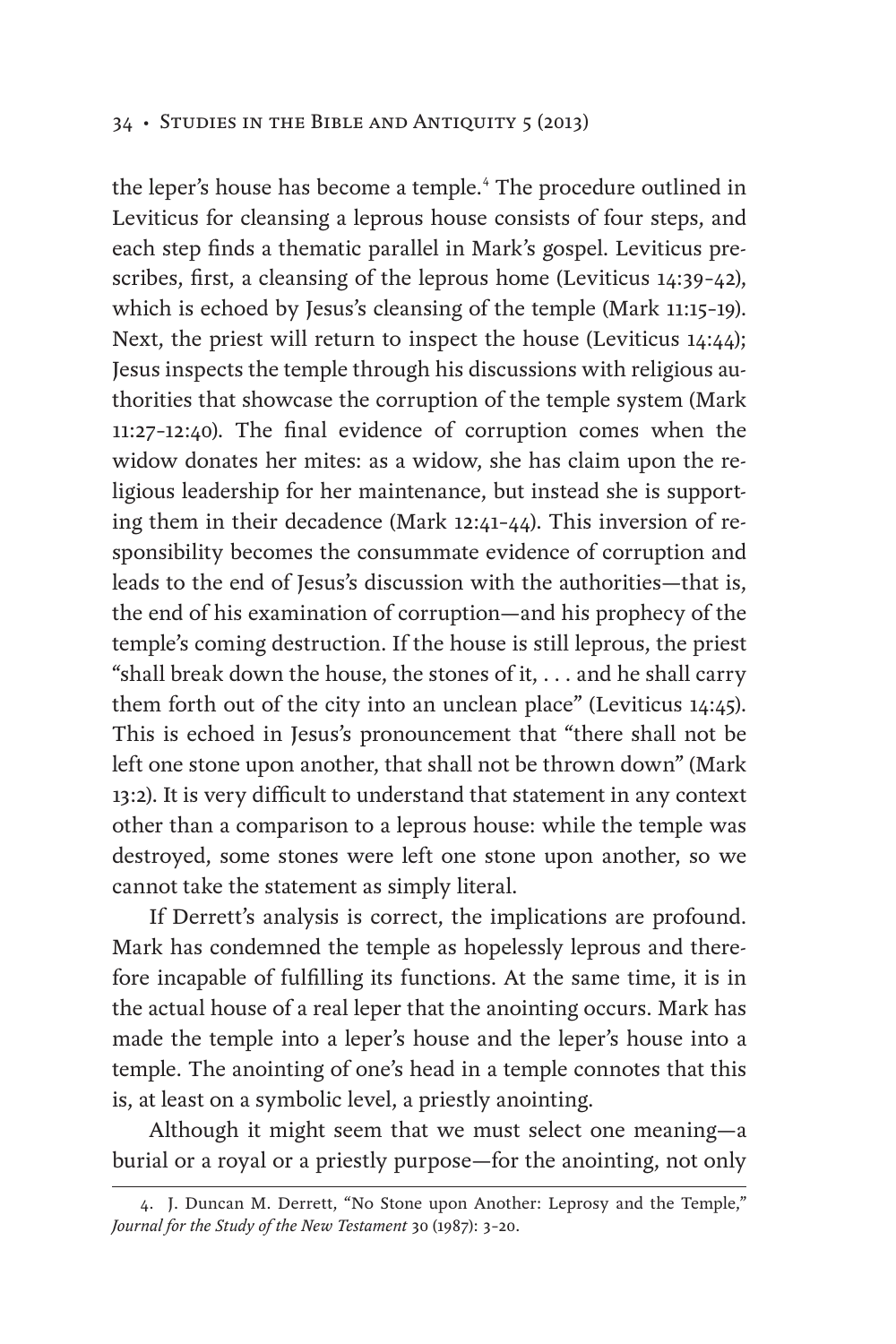the leper's house has become a temple.[4] The procedure outlined in Leviticus for cleansing a leprous house consists of four steps, and each step finds a thematic parallel in Mark's gospel. Leviticus prescribes, first, a cleansing of the leprous home (Leviticus 14:39–42), which is echoed by Jesus's cleansing of the temple (Mark 11:15–19). Next, the priest will return to inspect the house (Leviticus 14:44); Jesus inspects the temple through his discussions with religious authorities that showcase the corruption of the temple system (Mark 11:27–12:40). The final evidence of corruption comes when the widow donates her mites: as a widow, she has claim upon the religious leadership for her maintenance, but instead she is supporting them in their decadence (Mark 12:41–44). This inversion of responsibility becomes the consummate evidence of corruption and leads to the end of Jesus's discussion with the authorities—that is, the end of his examination of corruption—and his prophecy of the temple's coming destruction. If the house is still leprous, the priest "shall break down the house, the stones of it, . . . and he shall carry them forth out of the city into an unclean place" (Leviticus 14:45). This is echoed in Jesus's pronouncement that "there shall not be left one stone upon another, that shall not be thrown down" (Mark 13:2). It is very difficult to understand that statement in any context other than a comparison to a leprous house: while the temple was destroyed, some stones were left one stone upon another, so we cannot take the statement as simply literal.

If Derrett's analysis is correct, the implications are profound. Mark has condemned the temple as hopelessly leprous and therefore incapable of fulfilling its functions. At the same time, it is in the actual house of a real leper that the anointing occurs. Mark has made the temple into a leper's house and the leper's house into a temple. The anointing of one's head in a temple connotes that this is, at least on a symbolic level, a priestly anointing.

Although it might seem that we must select one meaning—a burial or a royal or a priestly purpose—for the anointing, not only

4. J. Duncan M. Derrett, "No Stone upon Another: Leprosy and the Temple," *Journal for the Study of the New Testament* 30 (1987): 3–20.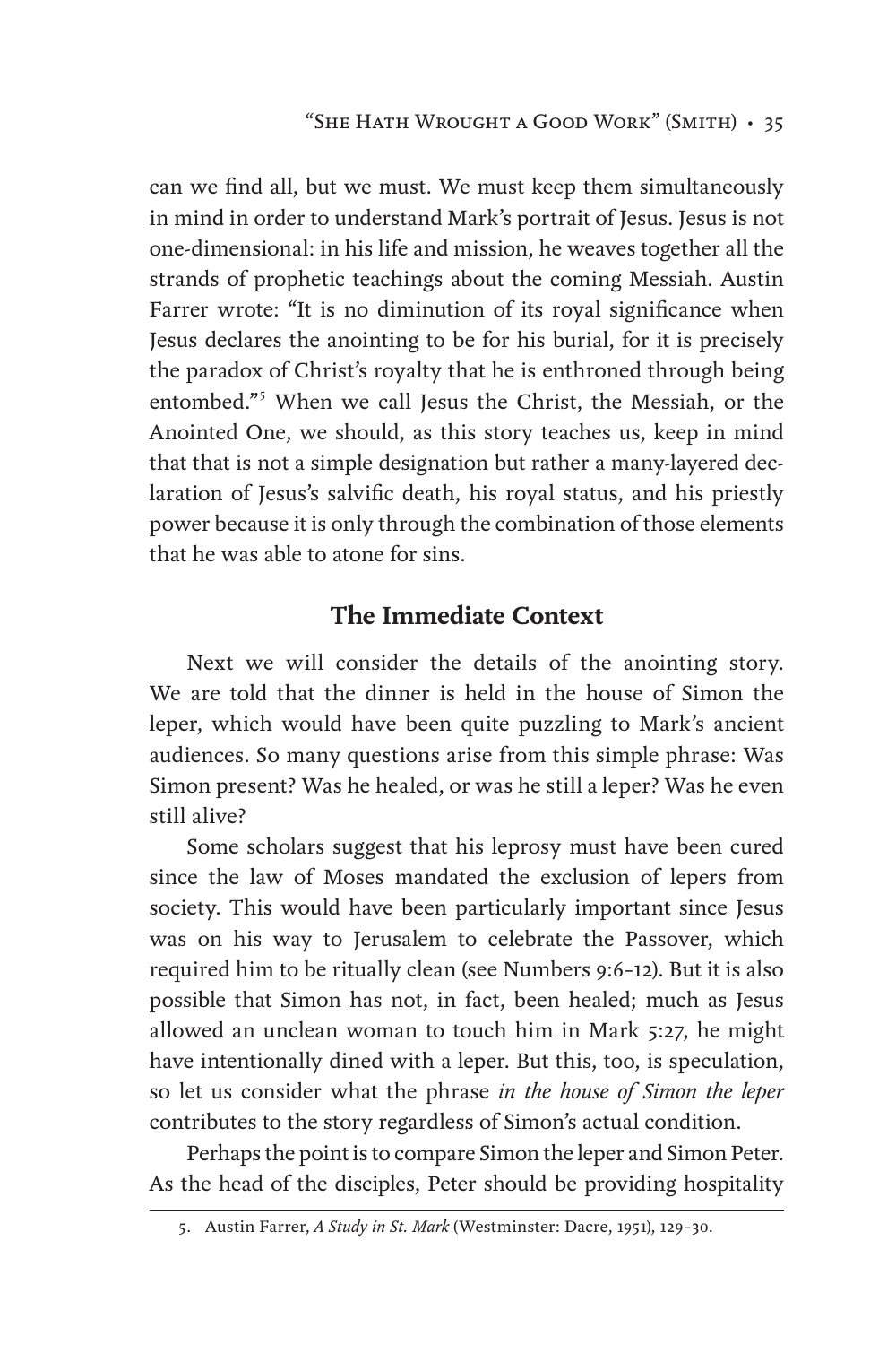can we find all, but we must. We must keep them simultaneously in mind in order to understand Mark's portrait of Jesus. Jesus is not one-dimensional: in his life and mission, he weaves together all the strands of prophetic teachings about the coming Messiah. Austin Farrer wrote: "It is no diminution of its royal significance when Jesus declares the anointing to be for his burial, for it is precisely the paradox of Christ's royalty that he is enthroned through being entombed."[5] When we call Jesus the Christ, the Messiah, or the Anointed One, we should, as this story teaches us, keep in mind that that is not a simple designation but rather a many-layered declaration of Jesus's salvific death, his royal status, and his priestly power because it is only through the combination of those elements that he was able to atone for sins.

## The Immediate Context

Next we will consider the details of the anointing story. We are told that the dinner is held in the house of Simon the leper, which would have been quite puzzling to Mark's ancient audiences. So many questions arise from this simple phrase: Was Simon present? Was he healed, or was he still a leper? Was he even still alive?

Some scholars suggest that his leprosy must have been cured since the law of Moses mandated the exclusion of lepers from society. This would have been particularly important since Jesus was on his way to Jerusalem to celebrate the Passover, which required him to be ritually clean (see Numbers 9:6–12). But it is also possible that Simon has not, in fact, been healed; much as Jesus allowed an unclean woman to touch him in Mark 5:27, he might have intentionally dined with a leper. But this, too, is speculation, so let us consider what the phrase *in the house of Simon the leper* contributes to the story regardless of Simon's actual condition.

Perhaps the point is to compare Simon the leper and Simon Peter. As the head of the disciples, Peter should be providing hospitality

5. Austin Farrer, *A Study in St. Mark* (Westminster: Dacre, 1951), 129–30.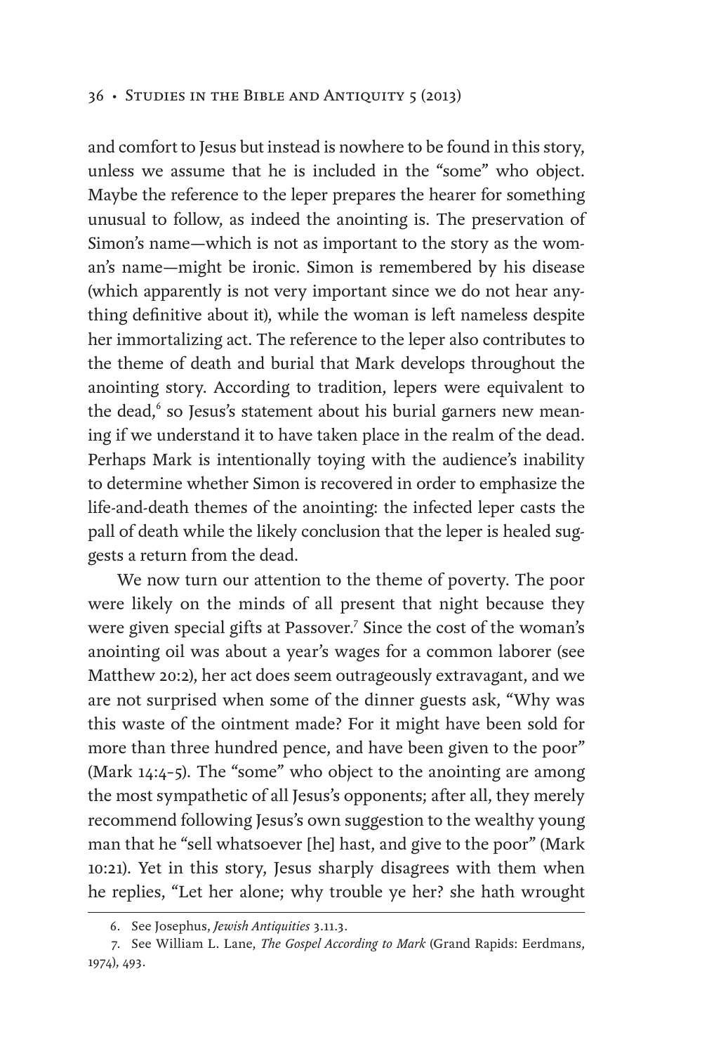and comfort to Jesus but instead is nowhere to be found in this story, unless we assume that he is included in the "some" who object. Maybe the reference to the leper prepares the hearer for something unusual to follow, as indeed the anointing is. The preservation of Simon's name—which is not as important to the story as the woman's name—might be ironic. Simon is remembered by his disease (which apparently is not very important since we do not hear anything definitive about it), while the woman is left nameless despite her immortalizing act. The reference to the leper also contributes to the theme of death and burial that Mark develops throughout the anointing story. According to tradition, lepers were equivalent to the dead,[6] so Jesus's statement about his burial garners new meaning if we understand it to have taken place in the realm of the dead. Perhaps Mark is intentionally toying with the audience's inability to determine whether Simon is recovered in order to emphasize the life-and-death themes of the anointing: the infected leper casts the pall of death while the likely conclusion that the leper is healed suggests a return from the dead.

We now turn our attention to the theme of poverty. The poor were likely on the minds of all present that night because they were given special gifts at Passover.[7] Since the cost of the woman's anointing oil was about a year's wages for a common laborer (see Matthew 20:2), her act does seem outrageously extravagant, and we are not surprised when some of the dinner guests ask, "Why was this waste of the ointment made? For it might have been sold for more than three hundred pence, and have been given to the poor" (Mark 14:4–5). The "some" who object to the anointing are among the most sympathetic of all Jesus's opponents; after all, they merely recommend following Jesus's own suggestion to the wealthy young man that he "sell whatsoever [he] hast, and give to the poor" (Mark 10:21). Yet in this story, Jesus sharply disagrees with them when he replies, "Let her alone; why trouble ye her? she hath wrought

6. See Josephus, *Jewish Antiquities* 3.11.3.

7. See William L. Lane, *The Gospel According to Mark* (Grand Rapids: Eerdmans, 1974), 493.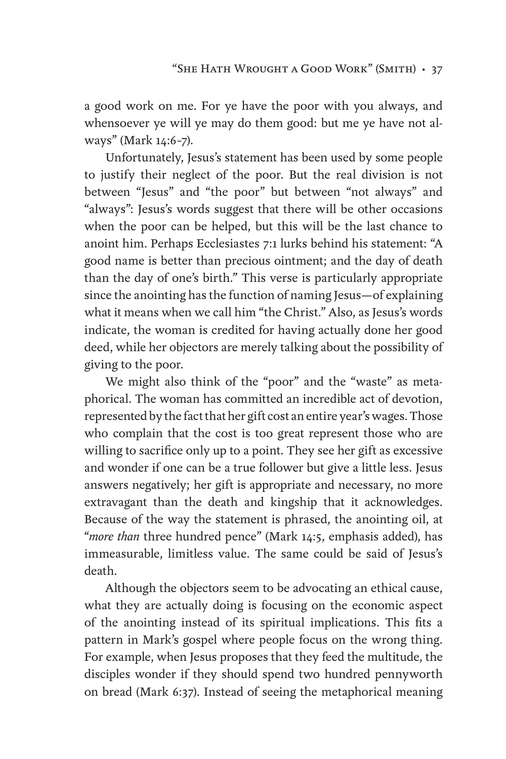a good work on me. For ye have the poor with you always, and whensoever ye will ye may do them good: but me ye have not always" (Mark 14:6–7).

Unfortunately, Jesus's statement has been used by some people to justify their neglect of the poor. But the real division is not between "Jesus" and "the poor" but between "not always" and "always": Jesus's words suggest that there will be other occasions when the poor can be helped, but this will be the last chance to anoint him. Perhaps Ecclesiastes 7:1 lurks behind his statement: "A good name is better than precious ointment; and the day of death than the day of one's birth." This verse is particularly appropriate since the anointing has the function of naming Jesus—of explaining what it means when we call him "the Christ." Also, as Jesus's words indicate, the woman is credited for having actually done her good deed, while her objectors are merely talking about the possibility of giving to the poor.

We might also think of the "poor" and the "waste" as metaphorical. The woman has committed an incredible act of devotion, represented by the fact that her gift cost an entire year's wages. Those who complain that the cost is too great represent those who are willing to sacrifice only up to a point. They see her gift as excessive and wonder if one can be a true follower but give a little less. Jesus answers negatively; her gift is appropriate and necessary, no more extravagant than the death and kingship that it acknowledges. Because of the way the statement is phrased, the anointing oil, at "*more than* three hundred pence" (Mark 14:5, emphasis added), has immeasurable, limitless value. The same could be said of Jesus's death.

Although the objectors seem to be advocating an ethical cause, what they are actually doing is focusing on the economic aspect of the anointing instead of its spiritual implications. This fits a pattern in Mark's gospel where people focus on the wrong thing. For example, when Jesus proposes that they feed the multitude, the disciples wonder if they should spend two hundred pennyworth on bread (Mark 6:37). Instead of seeing the metaphorical meaning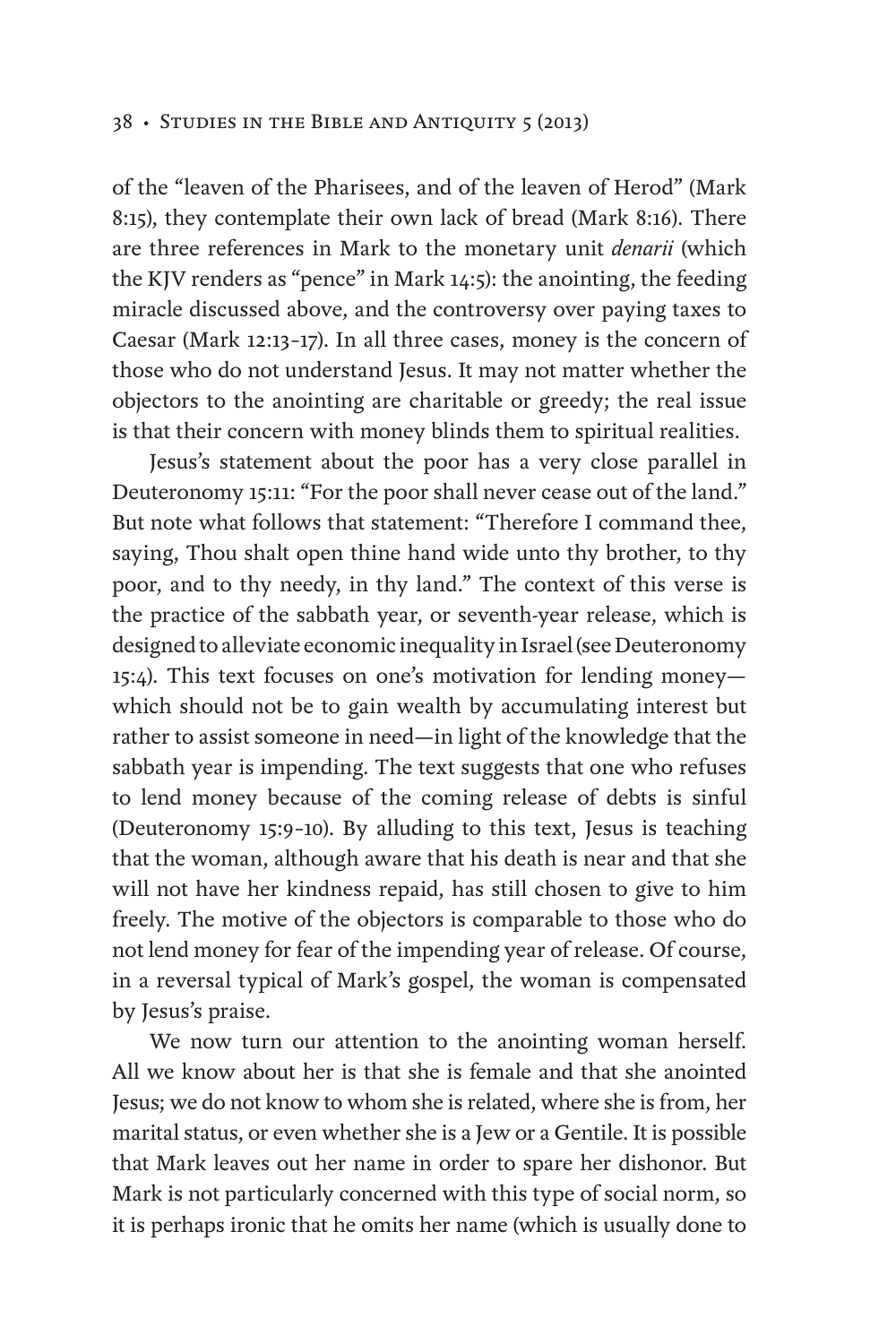of the "leaven of the Pharisees, and of the leaven of Herod" (Mark 8:15), they contemplate their own lack of bread (Mark 8:16). There are three references in Mark to the monetary unit *denarii* (which the KJV renders as "pence" in Mark 14:5): the anointing, the feeding miracle discussed above, and the controversy over paying taxes to Caesar (Mark 12:13–17). In all three cases, money is the concern of those who do not understand Jesus. It may not matter whether the objectors to the anointing are charitable or greedy; the real issue is that their concern with money blinds them to spiritual realities.

Jesus's statement about the poor has a very close parallel in Deuteronomy 15:11: "For the poor shall never cease out of the land." But note what follows that statement: "Therefore I command thee, saying, Thou shalt open thine hand wide unto thy brother, to thy poor, and to thy needy, in thy land." The context of this verse is the practice of the sabbath year, or seventh-year release, which is designed to alleviate economic inequality in Israel (see Deuteronomy 15:4). This text focuses on one's motivation for lending money—which should not be to gain wealth by accumulating interest but rather to assist someone in need—in light of the knowledge that the sabbath year is impending. The text suggests that one who refuses to lend money because of the coming release of debts is sinful (Deuteronomy 15:9–10). By alluding to this text, Jesus is teaching that the woman, although aware that his death is near and that she will not have her kindness repaid, has still chosen to give to him freely. The motive of the objectors is comparable to those who do not lend money for fear of the impending year of release. Of course, in a reversal typical of Mark's gospel, the woman is compensated by Jesus's praise.

We now turn our attention to the anointing woman herself. All we know about her is that she is female and that she anointed Jesus; we do not know to whom she is related, where she is from, her marital status, or even whether she is a Jew or a Gentile. It is possible that Mark leaves out her name in order to spare her dishonor. But Mark is not particularly concerned with this type of social norm, so it is perhaps ironic that he omits her name (which is usually done to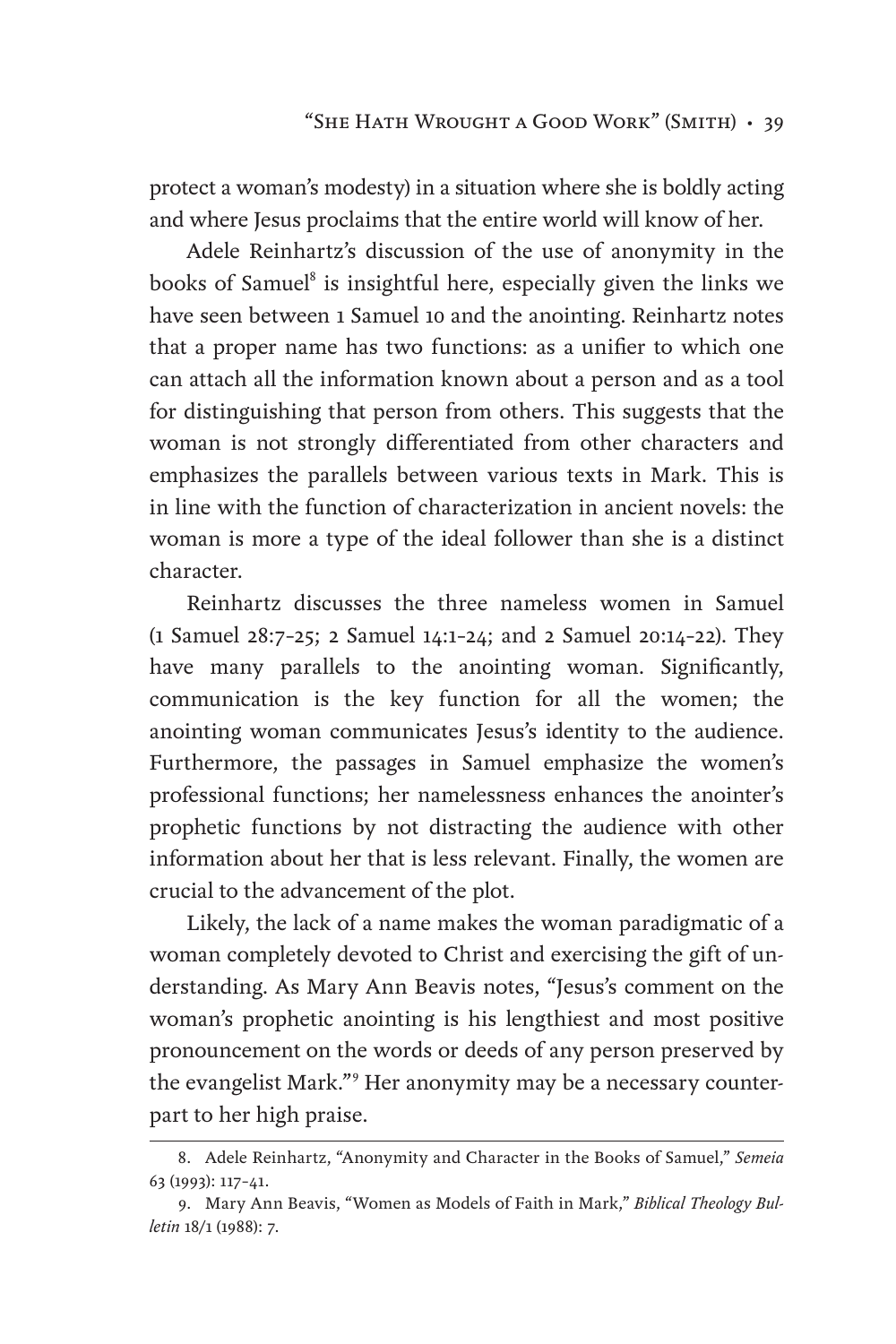protect a woman's modesty) in a situation where she is boldly acting and where Jesus proclaims that the entire world will know of her.

Adele Reinhartz's discussion of the use of anonymity in the books of Samuel[8] is insightful here, especially given the links we have seen between 1 Samuel 10 and the anointing. Reinhartz notes that a proper name has two functions: as a unifier to which one can attach all the information known about a person and as a tool for distinguishing that person from others. This suggests that the woman is not strongly differentiated from other characters and emphasizes the parallels between various texts in Mark. This is in line with the function of characterization in ancient novels: the woman is more a type of the ideal follower than she is a distinct character.

Reinhartz discusses the three nameless women in Samuel (1 Samuel 28:7–25; 2 Samuel 14:1–24; and 2 Samuel 20:14–22). They have many parallels to the anointing woman. Significantly, communication is the key function for all the women; the anointing woman communicates Jesus's identity to the audience. Furthermore, the passages in Samuel emphasize the women's professional functions; her namelessness enhances the anointer's prophetic functions by not distracting the audience with other information about her that is less relevant. Finally, the women are crucial to the advancement of the plot.

Likely, the lack of a name makes the woman paradigmatic of a woman completely devoted to Christ and exercising the gift of understanding. As Mary Ann Beavis notes, "Jesus's comment on the woman's prophetic anointing is his lengthiest and most positive pronouncement on the words or deeds of any person preserved by the evangelist Mark."[9] Her anonymity may be a necessary counterpart to her high praise.

---

8. Adele Reinhartz, "Anonymity and Character in the Books of Samuel," *Semeia* 63 (1993): 117–41.

9. Mary Ann Beavis, "Women as Models of Faith in Mark," *Biblical Theology Bulletin* 18/1 (1988): 7.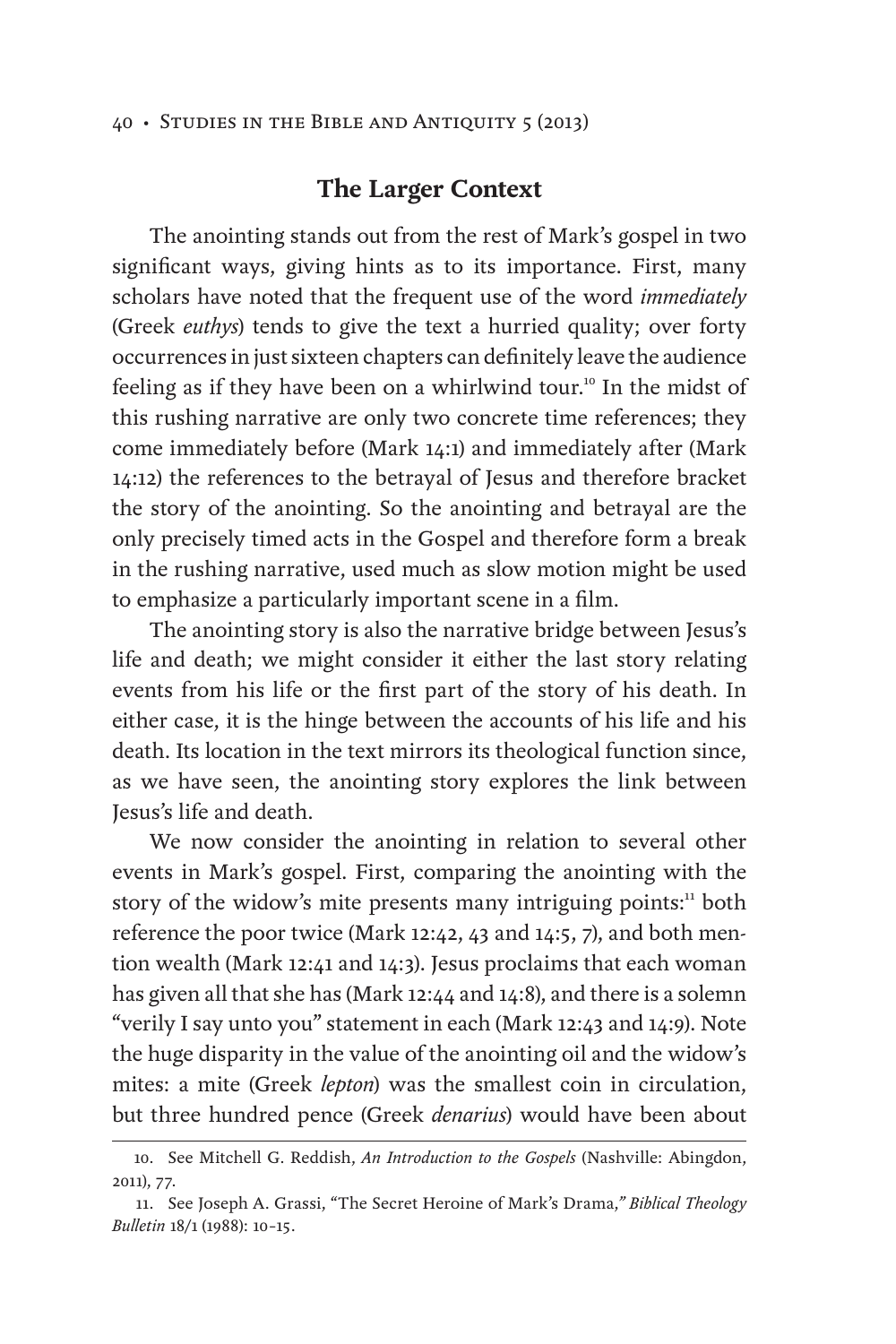## The Larger Context

The anointing stands out from the rest of Mark's gospel in two significant ways, giving hints as to its importance. First, many scholars have noted that the frequent use of the word *immediately* (Greek *euthys*) tends to give the text a hurried quality; over forty occurrences in just sixteen chapters can definitely leave the audience feeling as if they have been on a whirlwind tour.[10] In the midst of this rushing narrative are only two concrete time references; they come immediately before (Mark 14:1) and immediately after (Mark 14:12) the references to the betrayal of Jesus and therefore bracket the story of the anointing. So the anointing and betrayal are the only precisely timed acts in the Gospel and therefore form a break in the rushing narrative, used much as slow motion might be used to emphasize a particularly important scene in a film.

The anointing story is also the narrative bridge between Jesus's life and death; we might consider it either the last story relating events from his life or the first part of the story of his death. In either case, it is the hinge between the accounts of his life and his death. Its location in the text mirrors its theological function since, as we have seen, the anointing story explores the link between Jesus's life and death.

We now consider the anointing in relation to several other events in Mark's gospel. First, comparing the anointing with the story of the widow's mite presents many intriguing points:[11] both reference the poor twice (Mark 12:42, 43 and 14:5, 7), and both mention wealth (Mark 12:41 and 14:3). Jesus proclaims that each woman has given all that she has (Mark 12:44 and 14:8), and there is a solemn "verily I say unto you" statement in each (Mark 12:43 and 14:9). Note the huge disparity in the value of the anointing oil and the widow's mites: a mite (Greek *lepton*) was the smallest coin in circulation, but three hundred pence (Greek *denarius*) would have been about

10. See Mitchell G. Reddish, *An Introduction to the Gospels* (Nashville: Abingdon, 2011), 77.

11. See Joseph A. Grassi, "The Secret Heroine of Mark's Drama," *Biblical Theology Bulletin* 18/1 (1988): 10–15.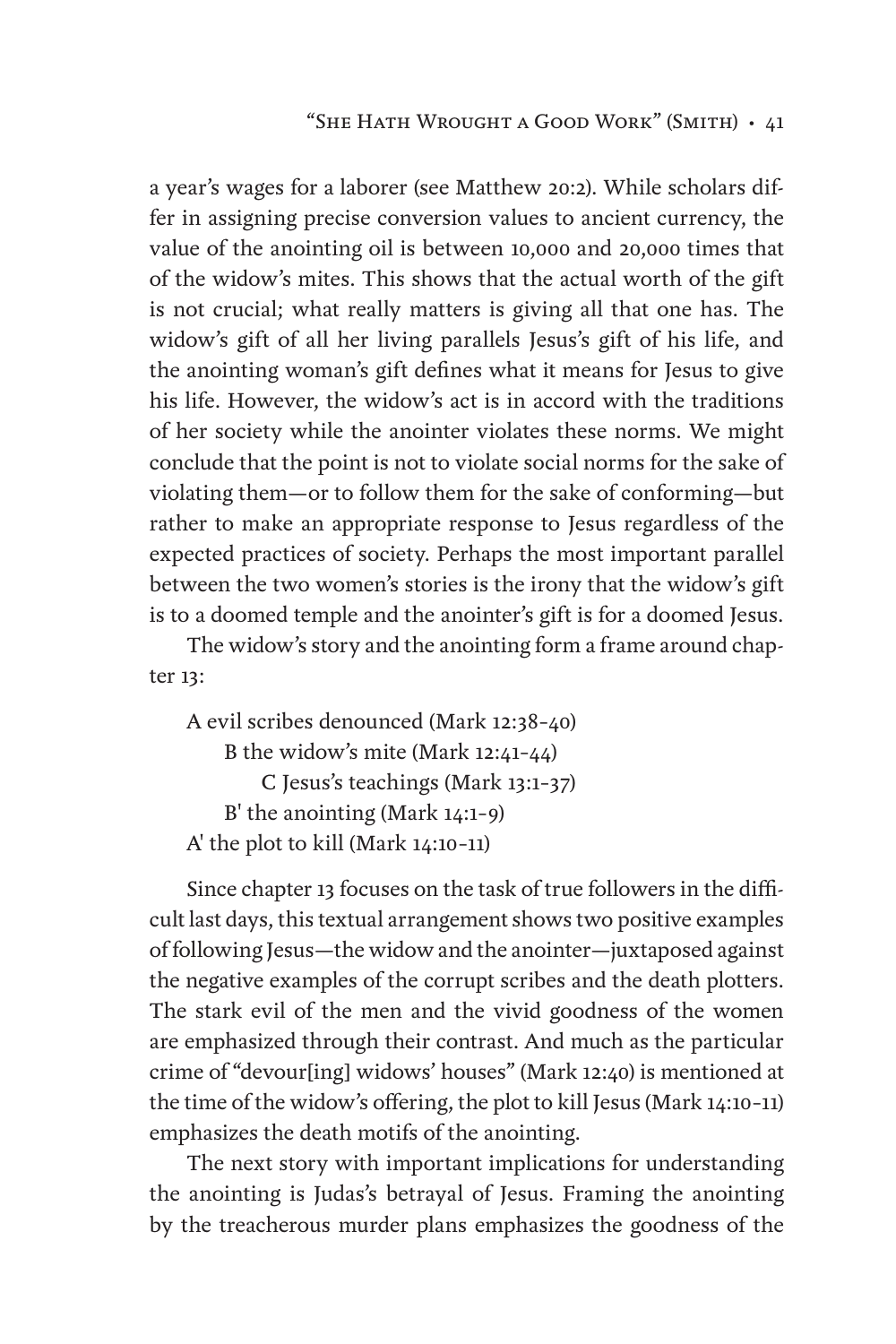a year's wages for a laborer (see Matthew 20:2). While scholars differ in assigning precise conversion values to ancient currency, the value of the anointing oil is between 10,000 and 20,000 times that of the widow's mites. This shows that the actual worth of the gift is not crucial; what really matters is giving all that one has. The widow's gift of all her living parallels Jesus's gift of his life, and the anointing woman's gift defines what it means for Jesus to give his life. However, the widow's act is in accord with the traditions of her society while the anointer violates these norms. We might conclude that the point is not to violate social norms for the sake of violating them—or to follow them for the sake of conforming—but rather to make an appropriate response to Jesus regardless of the expected practices of society. Perhaps the most important parallel between the two women's stories is the irony that the widow's gift is to a doomed temple and the anointer's gift is for a doomed Jesus.

The widow's story and the anointing form a frame around chapter 13:

A evil scribes denounced (Mark 12:38–40)
  B the widow's mite (Mark 12:41–44)
    C Jesus's teachings (Mark 13:1–37)
  B' the anointing (Mark 14:1–9)
A' the plot to kill (Mark 14:10–11)

Since chapter 13 focuses on the task of true followers in the difficult last days, this textual arrangement shows two positive examples of following Jesus—the widow and the anointer—juxtaposed against the negative examples of the corrupt scribes and the death plotters. The stark evil of the men and the vivid goodness of the women are emphasized through their contrast. And much as the particular crime of "devour[ing] widows' houses" (Mark 12:40) is mentioned at the time of the widow's offering, the plot to kill Jesus (Mark 14:10–11) emphasizes the death motifs of the anointing.

The next story with important implications for understanding the anointing is Judas's betrayal of Jesus. Framing the anointing by the treacherous murder plans emphasizes the goodness of the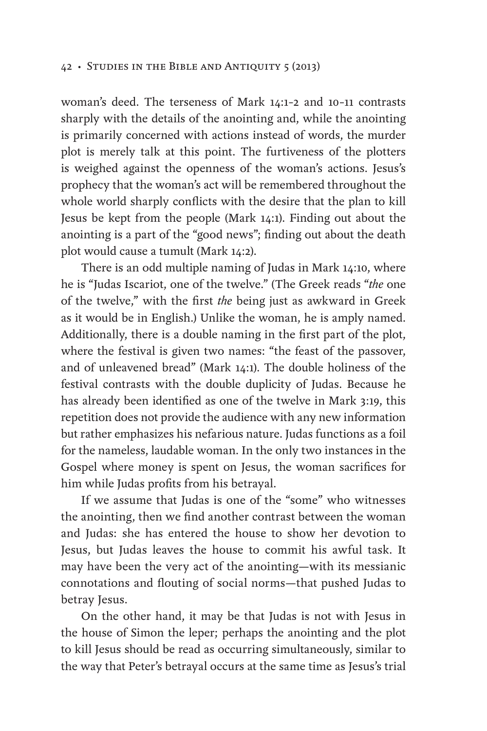woman's deed. The terseness of Mark 14:1–2 and 10–11 contrasts sharply with the details of the anointing and, while the anointing is primarily concerned with actions instead of words, the murder plot is merely talk at this point. The furtiveness of the plotters is weighed against the openness of the woman's actions. Jesus's prophecy that the woman's act will be remembered throughout the whole world sharply conflicts with the desire that the plan to kill Jesus be kept from the people (Mark 14:1). Finding out about the anointing is a part of the "good news"; finding out about the death plot would cause a tumult (Mark 14:2).

There is an odd multiple naming of Judas in Mark 14:10, where he is "Judas Iscariot, one of the twelve." (The Greek reads "*the* one of the twelve," with the first *the* being just as awkward in Greek as it would be in English.) Unlike the woman, he is amply named. Additionally, there is a double naming in the first part of the plot, where the festival is given two names: "the feast of the passover, and of unleavened bread" (Mark 14:1). The double holiness of the festival contrasts with the double duplicity of Judas. Because he has already been identified as one of the twelve in Mark 3:19, this repetition does not provide the audience with any new information but rather emphasizes his nefarious nature. Judas functions as a foil for the nameless, laudable woman. In the only two instances in the Gospel where money is spent on Jesus, the woman sacrifices for him while Judas profits from his betrayal.

If we assume that Judas is one of the "some" who witnesses the anointing, then we find another contrast between the woman and Judas: she has entered the house to show her devotion to Jesus, but Judas leaves the house to commit his awful task. It may have been the very act of the anointing—with its messianic connotations and flouting of social norms—that pushed Judas to betray Jesus.

On the other hand, it may be that Judas is not with Jesus in the house of Simon the leper; perhaps the anointing and the plot to kill Jesus should be read as occurring simultaneously, similar to the way that Peter's betrayal occurs at the same time as Jesus's trial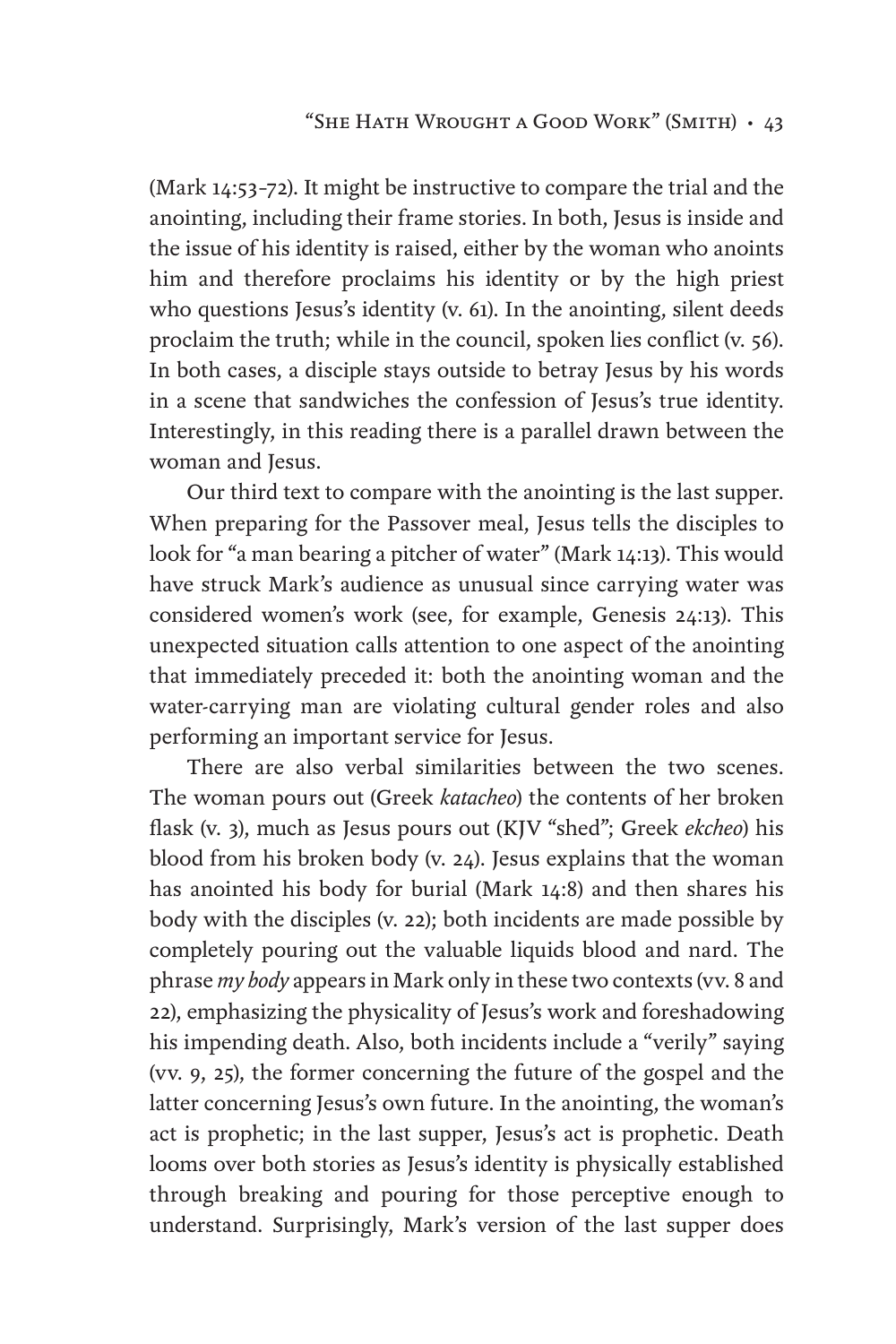(Mark 14:53–72). It might be instructive to compare the trial and the anointing, including their frame stories. In both, Jesus is inside and the issue of his identity is raised, either by the woman who anoints him and therefore proclaims his identity or by the high priest who questions Jesus's identity (v. 61). In the anointing, silent deeds proclaim the truth; while in the council, spoken lies conflict (v. 56). In both cases, a disciple stays outside to betray Jesus by his words in a scene that sandwiches the confession of Jesus's true identity. Interestingly, in this reading there is a parallel drawn between the woman and Jesus.

Our third text to compare with the anointing is the last supper. When preparing for the Passover meal, Jesus tells the disciples to look for "a man bearing a pitcher of water" (Mark 14:13). This would have struck Mark's audience as unusual since carrying water was considered women's work (see, for example, Genesis 24:13). This unexpected situation calls attention to one aspect of the anointing that immediately preceded it: both the anointing woman and the water-carrying man are violating cultural gender roles and also performing an important service for Jesus.

There are also verbal similarities between the two scenes. The woman pours out (Greek *katacheo*) the contents of her broken flask (v. 3), much as Jesus pours out (KJV "shed"; Greek *ekcheo*) his blood from his broken body (v. 24). Jesus explains that the woman has anointed his body for burial (Mark 14:8) and then shares his body with the disciples (v. 22); both incidents are made possible by completely pouring out the valuable liquids blood and nard. The phrase *my body* appears in Mark only in these two contexts (vv. 8 and 22), emphasizing the physicality of Jesus's work and foreshadowing his impending death. Also, both incidents include a "verily" saying (vv. 9, 25), the former concerning the future of the gospel and the latter concerning Jesus's own future. In the anointing, the woman's act is prophetic; in the last supper, Jesus's act is prophetic. Death looms over both stories as Jesus's identity is physically established through breaking and pouring for those perceptive enough to understand. Surprisingly, Mark's version of the last supper does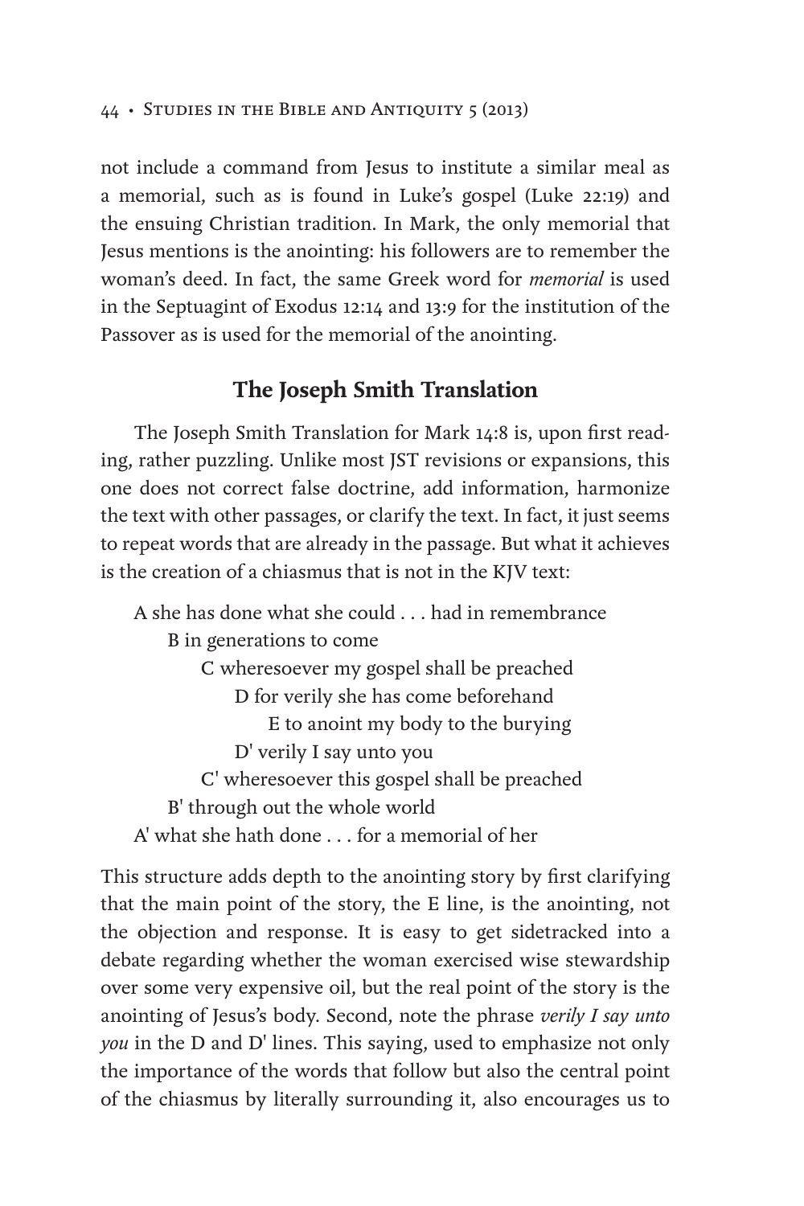not include a command from Jesus to institute a similar meal as a memorial, such as is found in Luke's gospel (Luke 22:19) and the ensuing Christian tradition. In Mark, the only memorial that Jesus mentions is the anointing: his followers are to remember the woman's deed. In fact, the same Greek word for *memorial* is used in the Septuagint of Exodus 12:14 and 13:9 for the institution of the Passover as is used for the memorial of the anointing.

## The Joseph Smith Translation

The Joseph Smith Translation for Mark 14:8 is, upon first reading, rather puzzling. Unlike most JST revisions or expansions, this one does not correct false doctrine, add information, harmonize the text with other passages, or clarify the text. In fact, it just seems to repeat words that are already in the passage. But what it achieves is the creation of a chiasmus that is not in the KJV text:

A she has done what she could . . . had in remembrance
  B in generations to come
    C wheresoever my gospel shall be preached
      D for verily she has come beforehand
        E to anoint my body to the burying
      D' verily I say unto you
    C' wheresoever this gospel shall be preached
  B' through out the whole world
A' what she hath done . . . for a memorial of her

This structure adds depth to the anointing story by first clarifying that the main point of the story, the E line, is the anointing, not the objection and response. It is easy to get sidetracked into a debate regarding whether the woman exercised wise stewardship over some very expensive oil, but the real point of the story is the anointing of Jesus's body. Second, note the phrase *verily I say unto you* in the D and D' lines. This saying, used to emphasize not only the importance of the words that follow but also the central point of the chiasmus by literally surrounding it, also encourages us to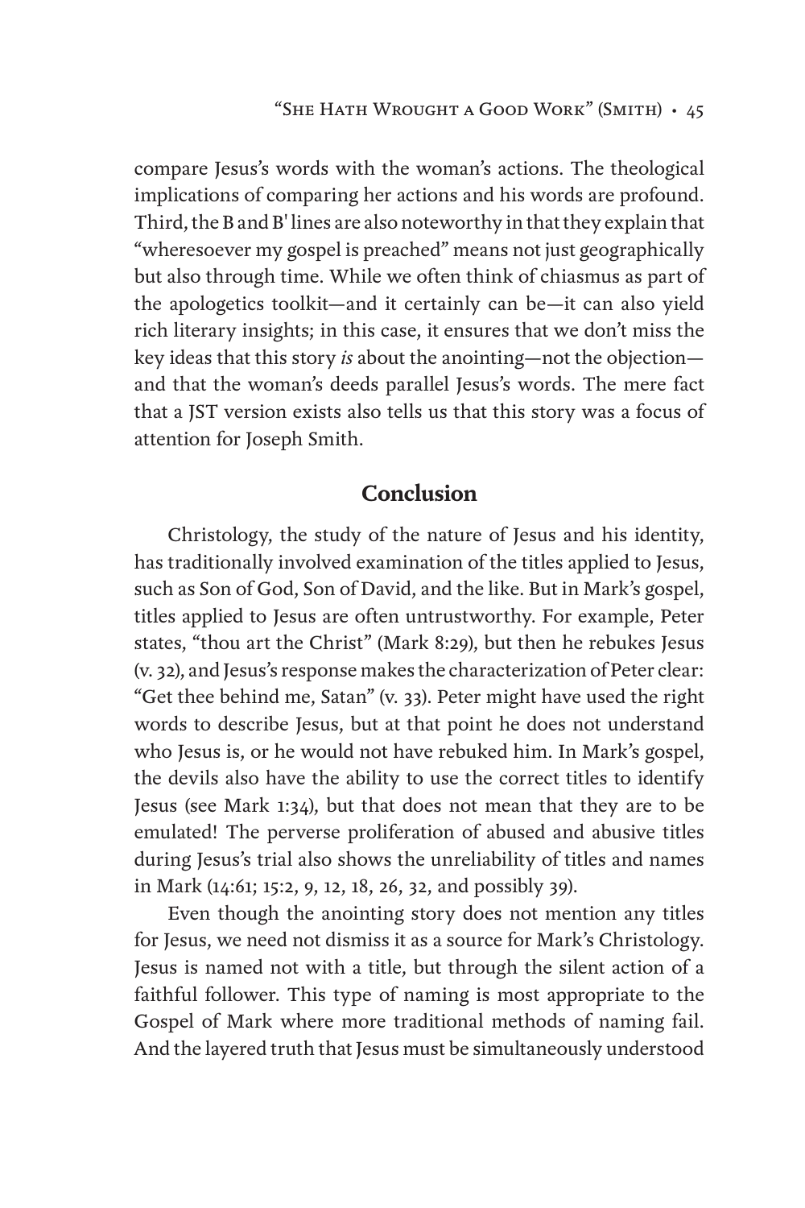compare Jesus's words with the woman's actions. The theological implications of comparing her actions and his words are profound. Third, the B and B' lines are also noteworthy in that they explain that "wheresoever my gospel is preached" means not just geographically but also through time. While we often think of chiasmus as part of the apologetics toolkit—and it certainly can be—it can also yield rich literary insights; in this case, it ensures that we don't miss the key ideas that this story *is* about the anointing—not the objection—and that the woman's deeds parallel Jesus's words. The mere fact that a JST version exists also tells us that this story was a focus of attention for Joseph Smith.

## Conclusion

Christology, the study of the nature of Jesus and his identity, has traditionally involved examination of the titles applied to Jesus, such as Son of God, Son of David, and the like. But in Mark's gospel, titles applied to Jesus are often untrustworthy. For example, Peter states, "thou art the Christ" (Mark 8:29), but then he rebukes Jesus (v. 32), and Jesus's response makes the characterization of Peter clear: "Get thee behind me, Satan" (v. 33). Peter might have used the right words to describe Jesus, but at that point he does not understand who Jesus is, or he would not have rebuked him. In Mark's gospel, the devils also have the ability to use the correct titles to identify Jesus (see Mark 1:34), but that does not mean that they are to be emulated! The perverse proliferation of abused and abusive titles during Jesus's trial also shows the unreliability of titles and names in Mark (14:61; 15:2, 9, 12, 18, 26, 32, and possibly 39).

Even though the anointing story does not mention any titles for Jesus, we need not dismiss it as a source for Mark's Christology. Jesus is named not with a title, but through the silent action of a faithful follower. This type of naming is most appropriate to the Gospel of Mark where more traditional methods of naming fail. And the layered truth that Jesus must be simultaneously understood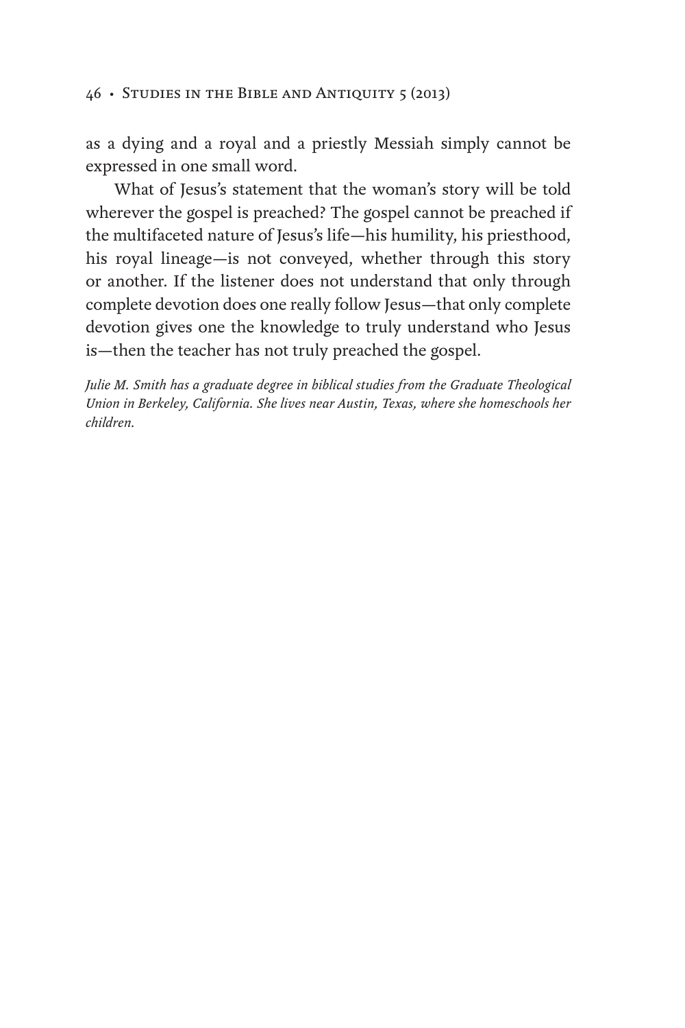as a dying and a royal and a priestly Messiah simply cannot be expressed in one small word.

What of Jesus's statement that the woman's story will be told wherever the gospel is preached? The gospel cannot be preached if the multifaceted nature of Jesus's life—his humility, his priesthood, his royal lineage—is not conveyed, whether through this story or another. If the listener does not understand that only through complete devotion does one really follow Jesus—that only complete devotion gives one the knowledge to truly understand who Jesus is—then the teacher has not truly preached the gospel.

*Julie M. Smith has a graduate degree in biblical studies from the Graduate Theological Union in Berkeley, California. She lives near Austin, Texas, where she homeschools her children.*